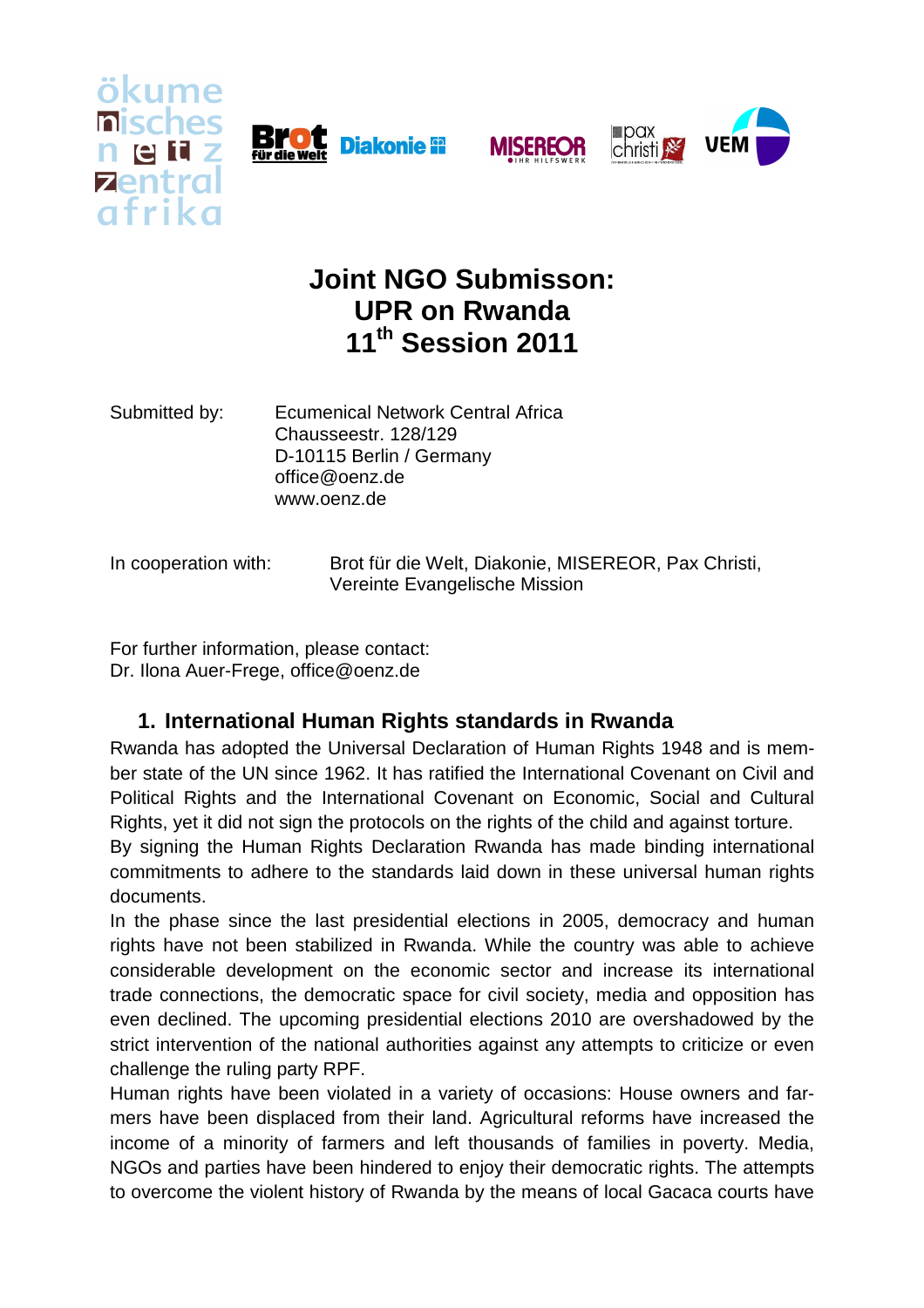# Joint NGO Submisson: UPR on Rwanda 11th Session 2011

Submitted by: Ecumenical Network Central Africa
Chausseestr. 128/129
D-10115 Berlin / Germany
office@oenz.de
www.oenz.de

In cooperation with: Brot für die Welt, Diakonie, MISEREOR, Pax Christi, Vereinte Evangelische Mission

For further information, please contact:
Dr. Ilona Auer-Frege, office@oenz.de

## 1. International Human Rights standards in Rwanda

Rwanda has adopted the Universal Declaration of Human Rights 1948 and is member state of the UN since 1962. It has ratified the International Covenant on Civil and Political Rights and the International Covenant on Economic, Social and Cultural Rights, yet it did not sign the protocols on the rights of the child and against torture.

By signing the Human Rights Declaration Rwanda has made binding international commitments to adhere to the standards laid down in these universal human rights documents.

In the phase since the last presidential elections in 2005, democracy and human rights have not been stabilized in Rwanda. While the country was able to achieve considerable development on the economic sector and increase its international trade connections, the democratic space for civil society, media and opposition has even declined. The upcoming presidential elections 2010 are overshadowed by the strict intervention of the national authorities against any attempts to criticize or even challenge the ruling party RPF.

Human rights have been violated in a variety of occasions: House owners and farmers have been displaced from their land. Agricultural reforms have increased the income of a minority of farmers and left thousands of families in poverty. Media, NGOs and parties have been hindered to enjoy their democratic rights. The attempts to overcome the violent history of Rwanda by the means of local Gacaca courts have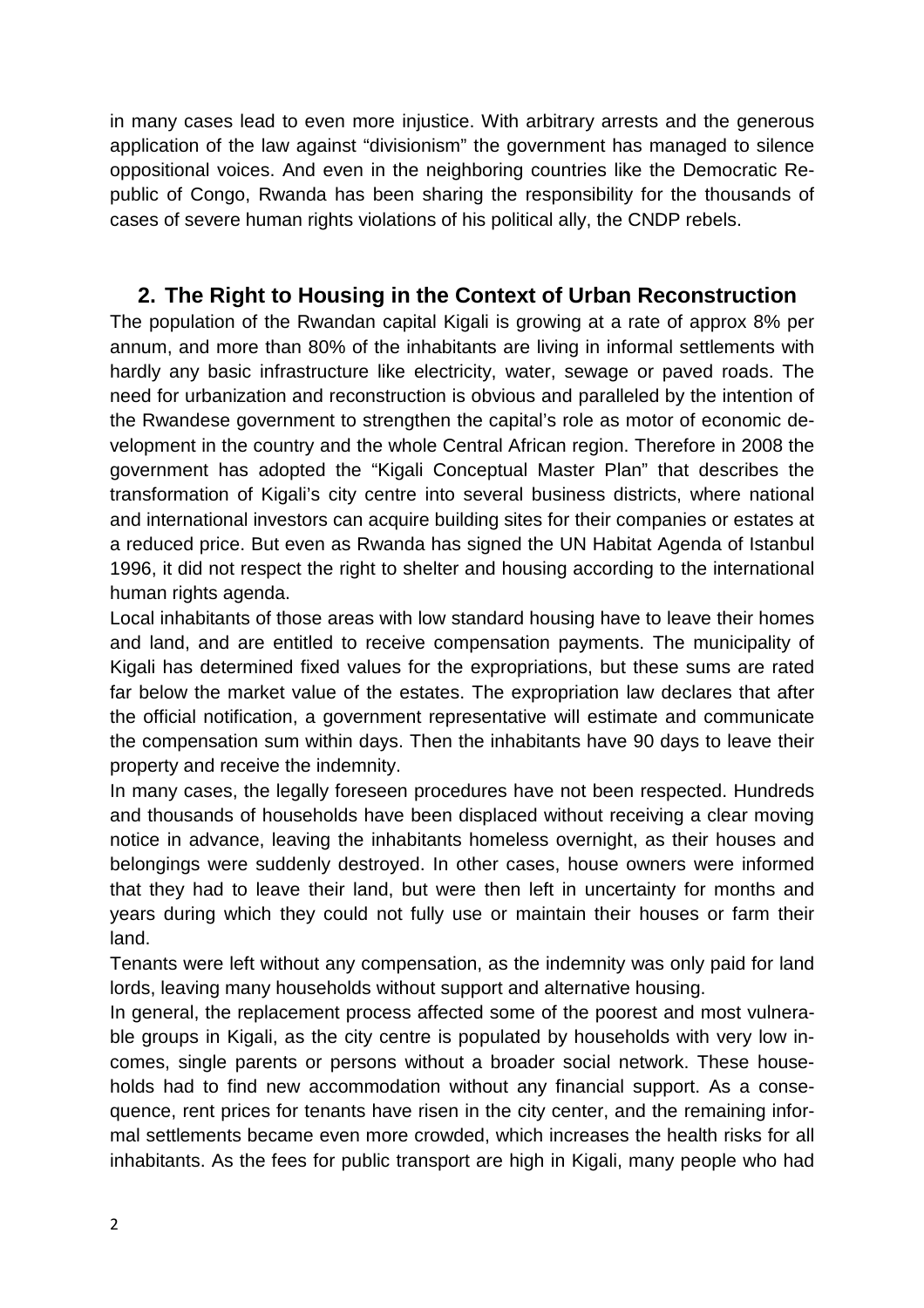in many cases lead to even more injustice. With arbitrary arrests and the generous application of the law against "divisionism" the government has managed to silence oppositional voices. And even in the neighboring countries like the Democratic Republic of Congo, Rwanda has been sharing the responsibility for the thousands of cases of severe human rights violations of his political ally, the CNDP rebels.

## 2. The Right to Housing in the Context of Urban Reconstruction

The population of the Rwandan capital Kigali is growing at a rate of approx 8% per annum, and more than 80% of the inhabitants are living in informal settlements with hardly any basic infrastructure like electricity, water, sewage or paved roads. The need for urbanization and reconstruction is obvious and paralleled by the intention of the Rwandese government to strengthen the capital's role as motor of economic development in the country and the whole Central African region. Therefore in 2008 the government has adopted the "Kigali Conceptual Master Plan" that describes the transformation of Kigali's city centre into several business districts, where national and international investors can acquire building sites for their companies or estates at a reduced price. But even as Rwanda has signed the UN Habitat Agenda of Istanbul 1996, it did not respect the right to shelter and housing according to the international human rights agenda.

Local inhabitants of those areas with low standard housing have to leave their homes and land, and are entitled to receive compensation payments. The municipality of Kigali has determined fixed values for the expropriations, but these sums are rated far below the market value of the estates. The expropriation law declares that after the official notification, a government representative will estimate and communicate the compensation sum within days. Then the inhabitants have 90 days to leave their property and receive the indemnity.

In many cases, the legally foreseen procedures have not been respected. Hundreds and thousands of households have been displaced without receiving a clear moving notice in advance, leaving the inhabitants homeless overnight, as their houses and belongings were suddenly destroyed. In other cases, house owners were informed that they had to leave their land, but were then left in uncertainty for months and years during which they could not fully use or maintain their houses or farm their land.

Tenants were left without any compensation, as the indemnity was only paid for land lords, leaving many households without support and alternative housing.

In general, the replacement process affected some of the poorest and most vulnerable groups in Kigali, as the city centre is populated by households with very low incomes, single parents or persons without a broader social network. These households had to find new accommodation without any financial support. As a consequence, rent prices for tenants have risen in the city center, and the remaining informal settlements became even more crowded, which increases the health risks for all inhabitants. As the fees for public transport are high in Kigali, many people who had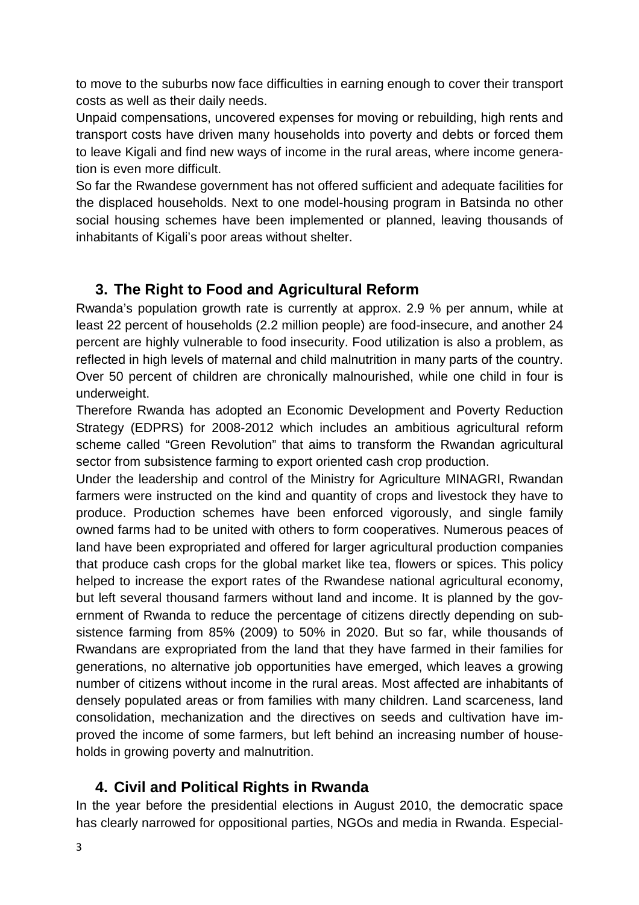to move to the suburbs now face difficulties in earning enough to cover their transport costs as well as their daily needs.

Unpaid compensations, uncovered expenses for moving or rebuilding, high rents and transport costs have driven many households into poverty and debts or forced them to leave Kigali and find new ways of income in the rural areas, where income generation is even more difficult.

So far the Rwandese government has not offered sufficient and adequate facilities for the displaced households. Next to one model-housing program in Batsinda no other social housing schemes have been implemented or planned, leaving thousands of inhabitants of Kigali's poor areas without shelter.

## 3. The Right to Food and Agricultural Reform

Rwanda's population growth rate is currently at approx. 2.9 % per annum, while at least 22 percent of households (2.2 million people) are food-insecure, and another 24 percent are highly vulnerable to food insecurity. Food utilization is also a problem, as reflected in high levels of maternal and child malnutrition in many parts of the country. Over 50 percent of children are chronically malnourished, while one child in four is underweight.

Therefore Rwanda has adopted an Economic Development and Poverty Reduction Strategy (EDPRS) for 2008-2012 which includes an ambitious agricultural reform scheme called "Green Revolution" that aims to transform the Rwandan agricultural sector from subsistence farming to export oriented cash crop production.

Under the leadership and control of the Ministry for Agriculture MINAGRI, Rwandan farmers were instructed on the kind and quantity of crops and livestock they have to produce. Production schemes have been enforced vigorously, and single family owned farms had to be united with others to form cooperatives. Numerous peaces of land have been expropriated and offered for larger agricultural production companies that produce cash crops for the global market like tea, flowers or spices. This policy helped to increase the export rates of the Rwandese national agricultural economy, but left several thousand farmers without land and income. It is planned by the government of Rwanda to reduce the percentage of citizens directly depending on subsistence farming from 85% (2009) to 50% in 2020. But so far, while thousands of Rwandans are expropriated from the land that they have farmed in their families for generations, no alternative job opportunities have emerged, which leaves a growing number of citizens without income in the rural areas. Most affected are inhabitants of densely populated areas or from families with many children. Land scarceness, land consolidation, mechanization and the directives on seeds and cultivation have improved the income of some farmers, but left behind an increasing number of households in growing poverty and malnutrition.

## 4. Civil and Political Rights in Rwanda

In the year before the presidential elections in August 2010, the democratic space has clearly narrowed for oppositional parties, NGOs and media in Rwanda. Especial-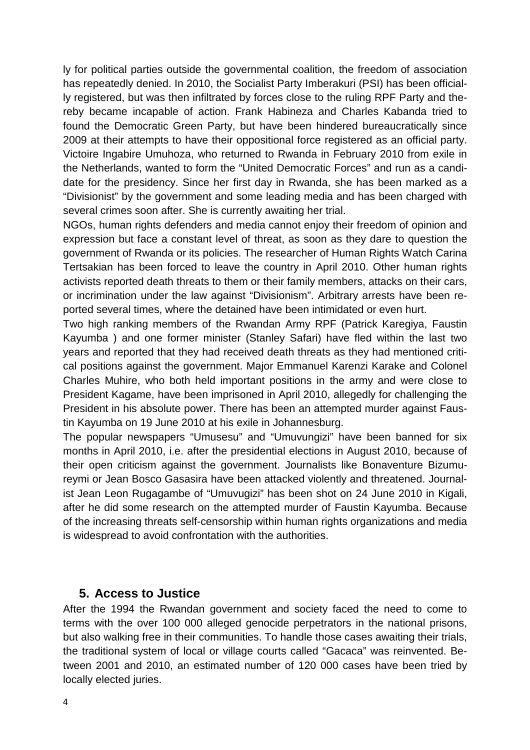ly for political parties outside the governmental coalition, the freedom of association has repeatedly denied. In 2010, the Socialist Party Imberakuri (PSI) has been officially registered, but was then infiltrated by forces close to the ruling RPF Party and thereby became incapable of action. Frank Habineza and Charles Kabanda tried to found the Democratic Green Party, but have been hindered bureaucratically since 2009 at their attempts to have their oppositional force registered as an official party. Victoire Ingabire Umuhoza, who returned to Rwanda in February 2010 from exile in the Netherlands, wanted to form the "United Democratic Forces" and run as a candidate for the presidency. Since her first day in Rwanda, she has been marked as a "Divisionist" by the government and some leading media and has been charged with several crimes soon after. She is currently awaiting her trial.

NGOs, human rights defenders and media cannot enjoy their freedom of opinion and expression but face a constant level of threat, as soon as they dare to question the government of Rwanda or its policies. The researcher of Human Rights Watch Carina Tertsakian has been forced to leave the country in April 2010. Other human rights activists reported death threats to them or their family members, attacks on their cars, or incrimination under the law against "Divisionism". Arbitrary arrests have been reported several times, where the detained have been intimidated or even hurt.

Two high ranking members of the Rwandan Army RPF (Patrick Karegiya, Faustin Kayumba ) and one former minister (Stanley Safari) have fled within the last two years and reported that they had received death threats as they had mentioned critical positions against the government. Major Emmanuel Karenzi Karake and Colonel Charles Muhire, who both held important positions in the army and were close to President Kagame, have been imprisoned in April 2010, allegedly for challenging the President in his absolute power. There has been an attempted murder against Faustin Kayumba on 19 June 2010 at his exile in Johannesburg.

The popular newspapers "Umusesu" and "Umuvungizi" have been banned for six months in April 2010, i.e. after the presidential elections in August 2010, because of their open criticism against the government. Journalists like Bonaventure Bizumureymi or Jean Bosco Gasasira have been attacked violently and threatened. Journalist Jean Leon Rugagambe of "Umuvugizi" has been shot on 24 June 2010 in Kigali, after he did some research on the attempted murder of Faustin Kayumba. Because of the increasing threats self-censorship within human rights organizations and media is widespread to avoid confrontation with the authorities.

## 5. Access to Justice

After the 1994 the Rwandan government and society faced the need to come to terms with the over 100 000 alleged genocide perpetrators in the national prisons, but also walking free in their communities. To handle those cases awaiting their trials, the traditional system of local or village courts called "Gacaca" was reinvented. Between 2001 and 2010, an estimated number of 120 000 cases have been tried by locally elected juries.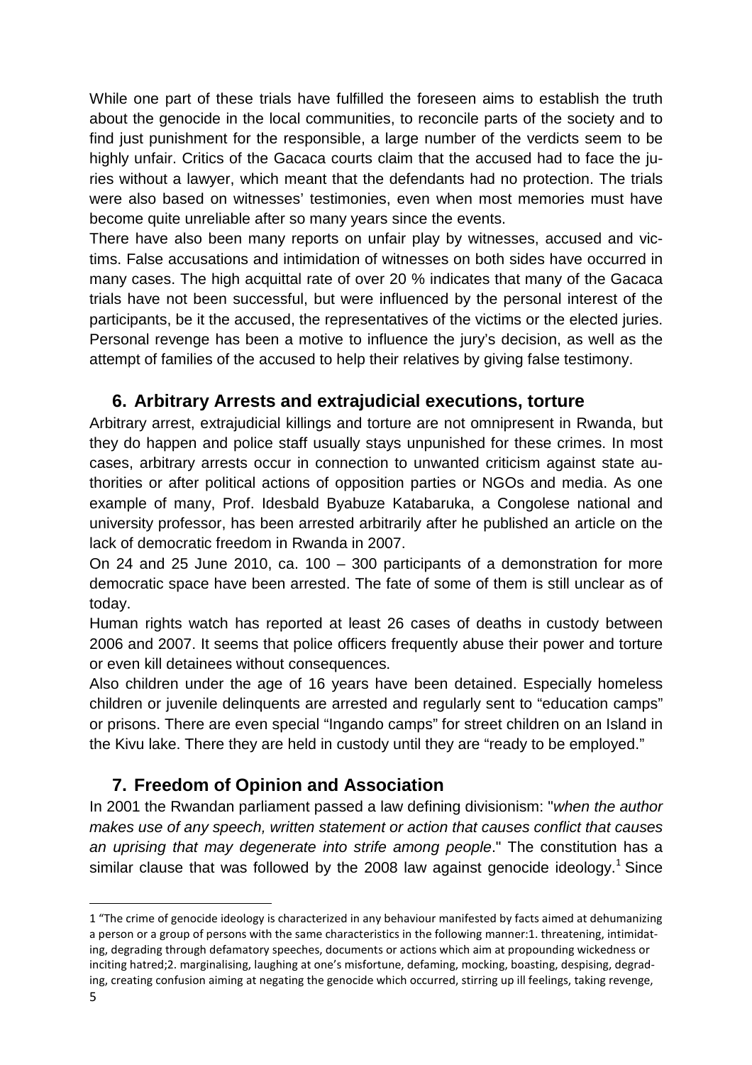While one part of these trials have fulfilled the foreseen aims to establish the truth about the genocide in the local communities, to reconcile parts of the society and to find just punishment for the responsible, a large number of the verdicts seem to be highly unfair. Critics of the Gacaca courts claim that the accused had to face the juries without a lawyer, which meant that the defendants had no protection. The trials were also based on witnesses' testimonies, even when most memories must have become quite unreliable after so many years since the events.

There have also been many reports on unfair play by witnesses, accused and victims. False accusations and intimidation of witnesses on both sides have occurred in many cases. The high acquittal rate of over 20 % indicates that many of the Gacaca trials have not been successful, but were influenced by the personal interest of the participants, be it the accused, the representatives of the victims or the elected juries. Personal revenge has been a motive to influence the jury's decision, as well as the attempt of families of the accused to help their relatives by giving false testimony.

## 6. Arbitrary Arrests and extrajudicial executions, torture

Arbitrary arrest, extrajudicial killings and torture are not omnipresent in Rwanda, but they do happen and police staff usually stays unpunished for these crimes. In most cases, arbitrary arrests occur in connection to unwanted criticism against state authorities or after political actions of opposition parties or NGOs and media. As one example of many, Prof. Idesbald Byabuze Katabaruka, a Congolese national and university professor, has been arrested arbitrarily after he published an article on the lack of democratic freedom in Rwanda in 2007.

On 24 and 25 June 2010, ca. 100 – 300 participants of a demonstration for more democratic space have been arrested. The fate of some of them is still unclear as of today.

Human rights watch has reported at least 26 cases of deaths in custody between 2006 and 2007. It seems that police officers frequently abuse their power and torture or even kill detainees without consequences.

Also children under the age of 16 years have been detained. Especially homeless children or juvenile delinquents are arrested and regularly sent to "education camps" or prisons. There are even special "Ingando camps" for street children on an Island in the Kivu lake. There they are held in custody until they are "ready to be employed."

## 7. Freedom of Opinion and Association

In 2001 the Rwandan parliament passed a law defining divisionism: "*when the author makes use of any speech, written statement or action that causes conflict that causes an uprising that may degenerate into strife among people*." The constitution has a similar clause that was followed by the 2008 law against genocide ideology.[1] Since

---

1 "The crime of genocide ideology is characterized in any behaviour manifested by facts aimed at dehumanizing a person or a group of persons with the same characteristics in the following manner:1. threatening, intimidating, degrading through defamatory speeches, documents or actions which aim at propounding wickedness or inciting hatred;2. marginalising, laughing at one's misfortune, defaming, mocking, boasting, despising, degrading, creating confusion aiming at negating the genocide which occurred, stirring up ill feelings, taking revenge,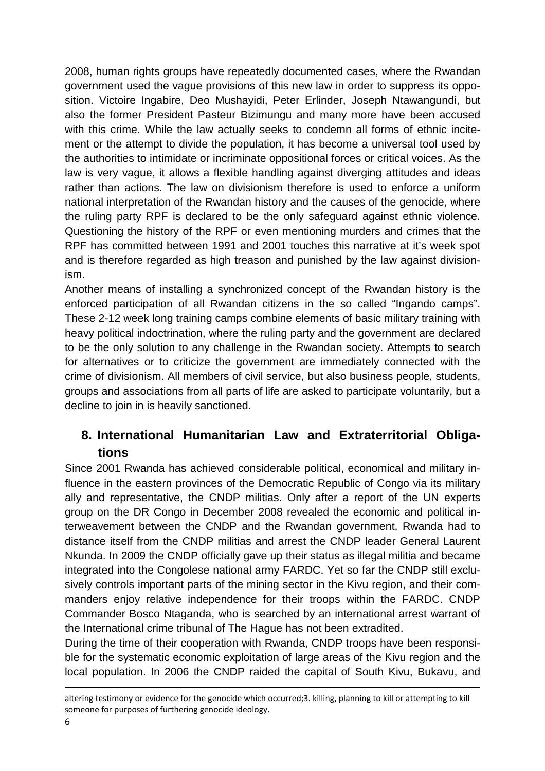2008, human rights groups have repeatedly documented cases, where the Rwandan government used the vague provisions of this new law in order to suppress its opposition. Victoire Ingabire, Deo Mushayidi, Peter Erlinder, Joseph Ntawangundi, but also the former President Pasteur Bizimungu and many more have been accused with this crime. While the law actually seeks to condemn all forms of ethnic incitement or the attempt to divide the population, it has become a universal tool used by the authorities to intimidate or incriminate oppositional forces or critical voices. As the law is very vague, it allows a flexible handling against diverging attitudes and ideas rather than actions. The law on divisionism therefore is used to enforce a uniform national interpretation of the Rwandan history and the causes of the genocide, where the ruling party RPF is declared to be the only safeguard against ethnic violence. Questioning the history of the RPF or even mentioning murders and crimes that the RPF has committed between 1991 and 2001 touches this narrative at it's week spot and is therefore regarded as high treason and punished by the law against divisionism.

Another means of installing a synchronized concept of the Rwandan history is the enforced participation of all Rwandan citizens in the so called "Ingando camps". These 2-12 week long training camps combine elements of basic military training with heavy political indoctrination, where the ruling party and the government are declared to be the only solution to any challenge in the Rwandan society. Attempts to search for alternatives or to criticize the government are immediately connected with the crime of divisionism. All members of civil service, but also business people, students, groups and associations from all parts of life are asked to participate voluntarily, but a decline to join in is heavily sanctioned.

## 8. International Humanitarian Law and Extraterritorial Obligations

Since 2001 Rwanda has achieved considerable political, economical and military influence in the eastern provinces of the Democratic Republic of Congo via its military ally and representative, the CNDP militias. Only after a report of the UN experts group on the DR Congo in December 2008 revealed the economic and political interweavement between the CNDP and the Rwandan government, Rwanda had to distance itself from the CNDP militias and arrest the CNDP leader General Laurent Nkunda. In 2009 the CNDP officially gave up their status as illegal militia and became integrated into the Congolese national army FARDC. Yet so far the CNDP still exclusively controls important parts of the mining sector in the Kivu region, and their commanders enjoy relative independence for their troops within the FARDC. CNDP Commander Bosco Ntaganda, who is searched by an international arrest warrant of the International crime tribunal of The Hague has not been extradited.

During the time of their cooperation with Rwanda, CNDP troops have been responsible for the systematic economic exploitation of large areas of the Kivu region and the local population. In 2006 the CNDP raided the capital of South Kivu, Bukavu, and

altering testimony or evidence for the genocide which occurred;3. killing, planning to kill or attempting to kill someone for purposes of furthering genocide ideology.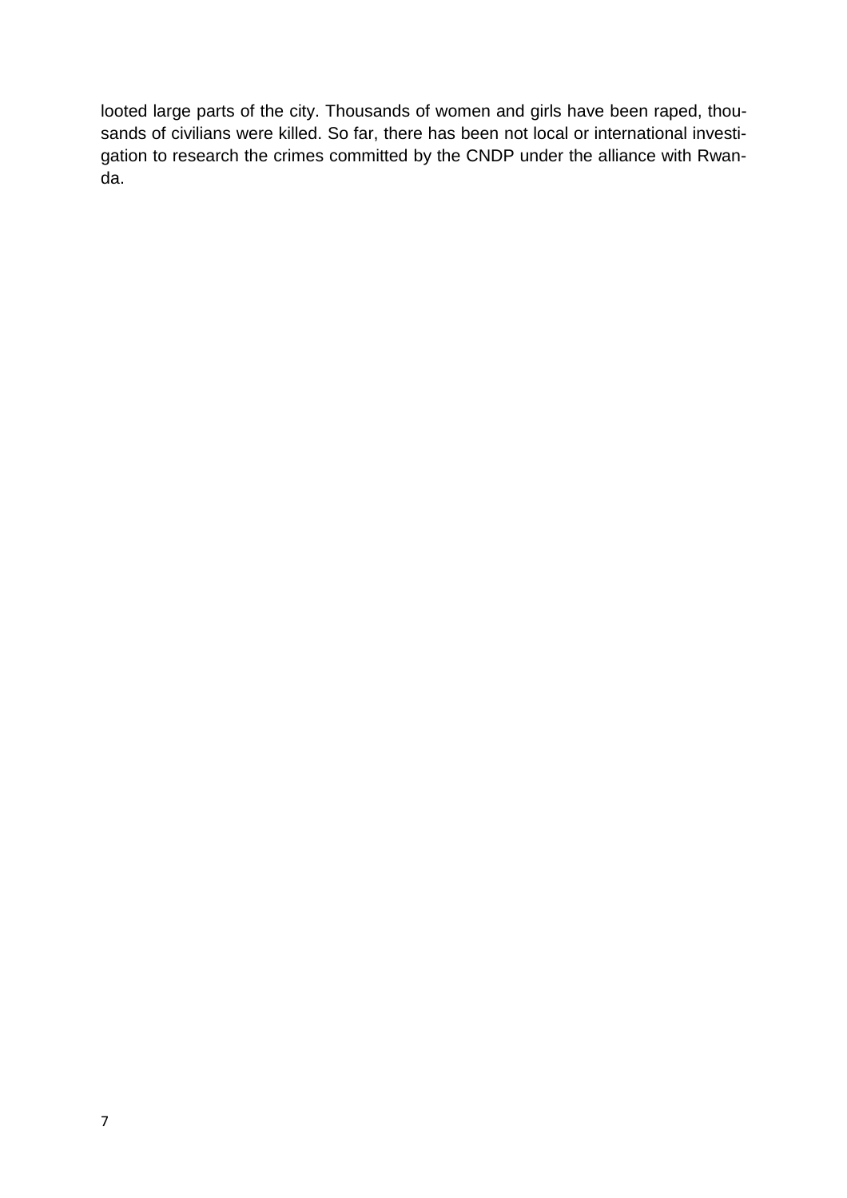looted large parts of the city. Thousands of women and girls have been raped, thousands of civilians were killed. So far, there has been not local or international investigation to research the crimes committed by the CNDP under the alliance with Rwanda.